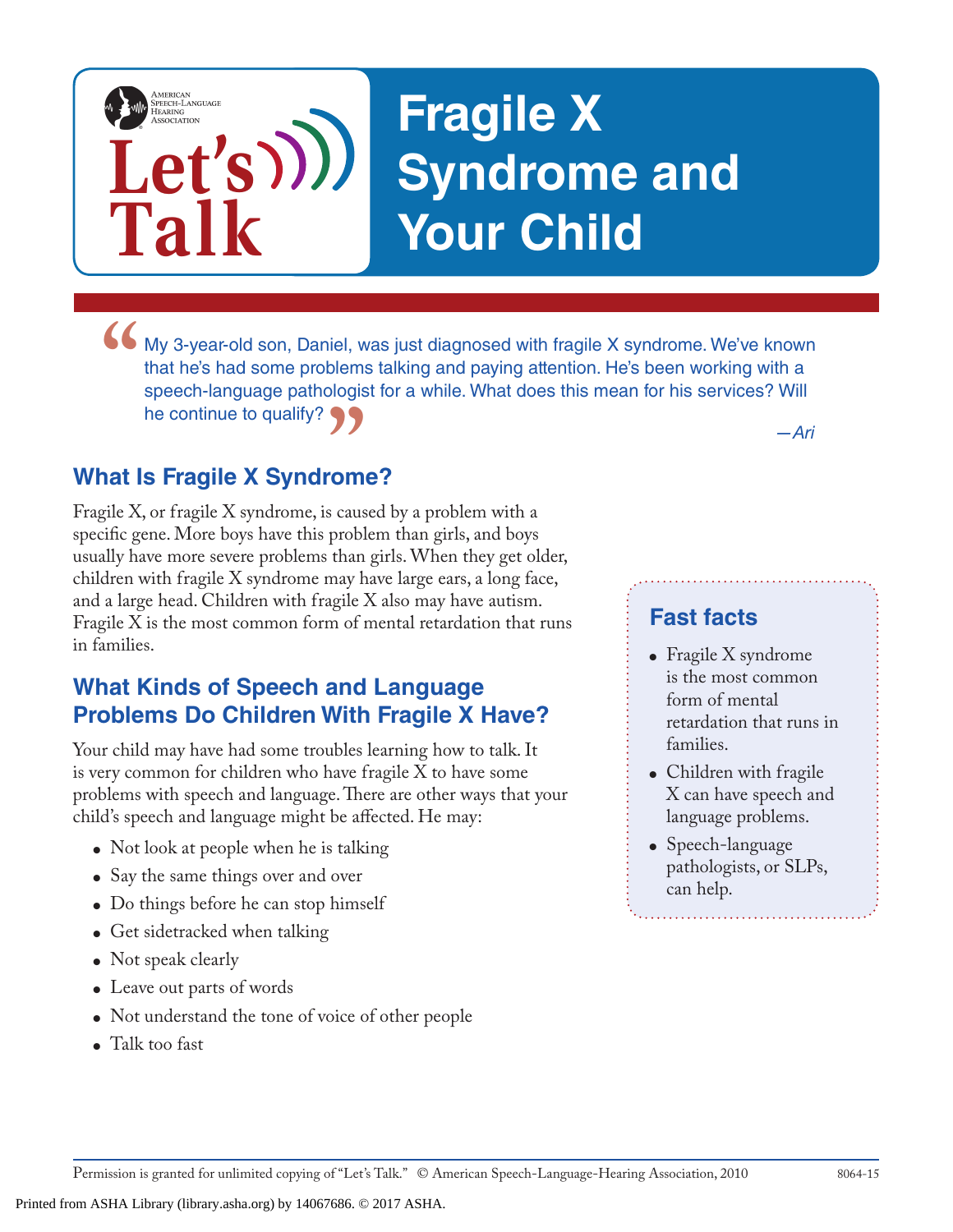American Speech-Language Hearing Association

Let's Talk

# Fragile X Syndrome and Your Child

> "My 3-year-old son, Daniel, was just diagnosed with fragile X syndrome. We've known that he's had some problems talking and paying attention. He's been working with a speech-language pathologist for a while. What does this mean for his services? Will he continue to qualify?"
>
> *—Ari*

## What Is Fragile X Syndrome?

Fragile X, or fragile X syndrome, is caused by a problem with a specific gene. More boys have this problem than girls, and boys usually have more severe problems than girls. When they get older, children with fragile X syndrome may have large ears, a long face, and a large head. Children with fragile X also may have autism. Fragile X is the most common form of mental retardation that runs in families.

## What Kinds of Speech and Language Problems Do Children With Fragile X Have?

Your child may have had some troubles learning how to talk. It is very common for children who have fragile X to have some problems with speech and language. There are other ways that your child's speech and language might be affected. He may:

- Not look at people when he is talking
- Say the same things over and over
- Do things before he can stop himself
- Get sidetracked when talking
- Not speak clearly
- Leave out parts of words
- Not understand the tone of voice of other people
- Talk too fast

### Fast facts

- Fragile X syndrome is the most common form of mental retardation that runs in families.
- Children with fragile X can have speech and language problems.
- Speech-language pathologists, or SLPs, can help.

Permission is granted for unlimited copying of "Let's Talk." © American Speech-Language-Hearing Association, 2010 8064-15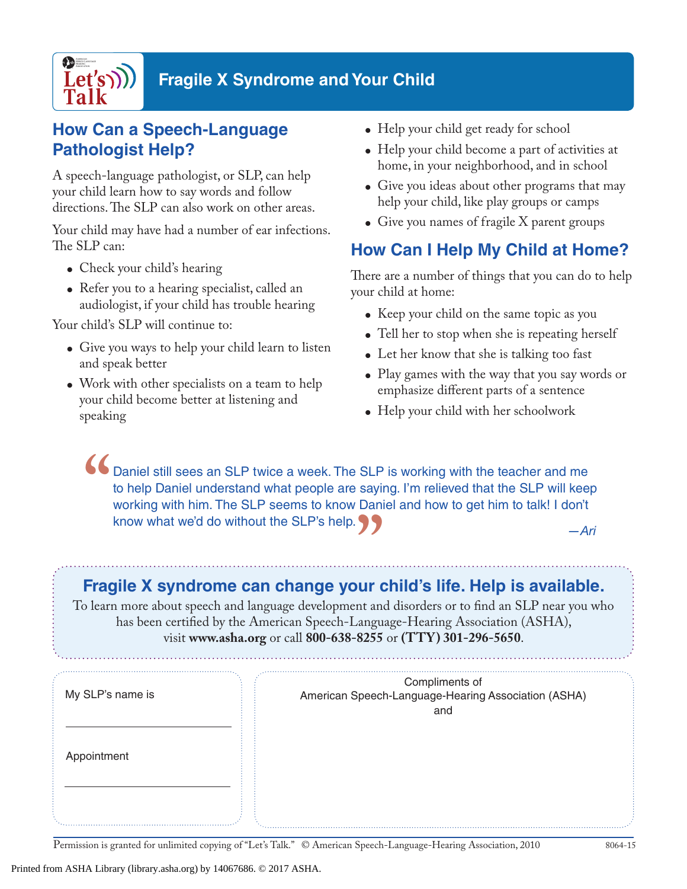# Fragile X Syndrome and Your Child

## How Can a Speech-Language Pathologist Help?

A speech-language pathologist, or SLP, can help your child learn how to say words and follow directions. The SLP can also work on other areas.

Your child may have had a number of ear infections. The SLP can:

- Check your child's hearing
- Refer you to a hearing specialist, called an audiologist, if your child has trouble hearing

Your child's SLP will continue to:

- Give you ways to help your child learn to listen and speak better
- Work with other specialists on a team to help your child become better at listening and speaking
- Help your child get ready for school
- Help your child become a part of activities at home, in your neighborhood, and in school
- Give you ideas about other programs that may help your child, like play groups or camps
- Give you names of fragile X parent groups

## How Can I Help My Child at Home?

There are a number of things that you can do to help your child at home:

- Keep your child on the same topic as you
- Tell her to stop when she is repeating herself
- Let her know that she is talking too fast
- Play games with the way that you say words or emphasize different parts of a sentence
- Help your child with her schoolwork

> "Daniel still sees an SLP twice a week. The SLP is working with the teacher and me to help Daniel understand what people are saying. I'm relieved that the SLP will keep working with him. The SLP seems to know Daniel and how to get him to talk! I don't know what we'd do without the SLP's help."
>
> *—Ari*

## Fragile X syndrome can change your child's life. Help is available.

To learn more about speech and language development and disorders or to find an SLP near you who has been certified by the American Speech-Language-Hearing Association (ASHA), visit **www.asha.org** or call **800-638-8255** or **(TTY) 301-296-5650**.

My SLP's name is ______________________

Appointment ______________________

Compliments of
American Speech-Language-Hearing Association (ASHA)
and

Permission is granted for unlimited copying of "Let's Talk." © American Speech-Language-Hearing Association, 2010

8064-15